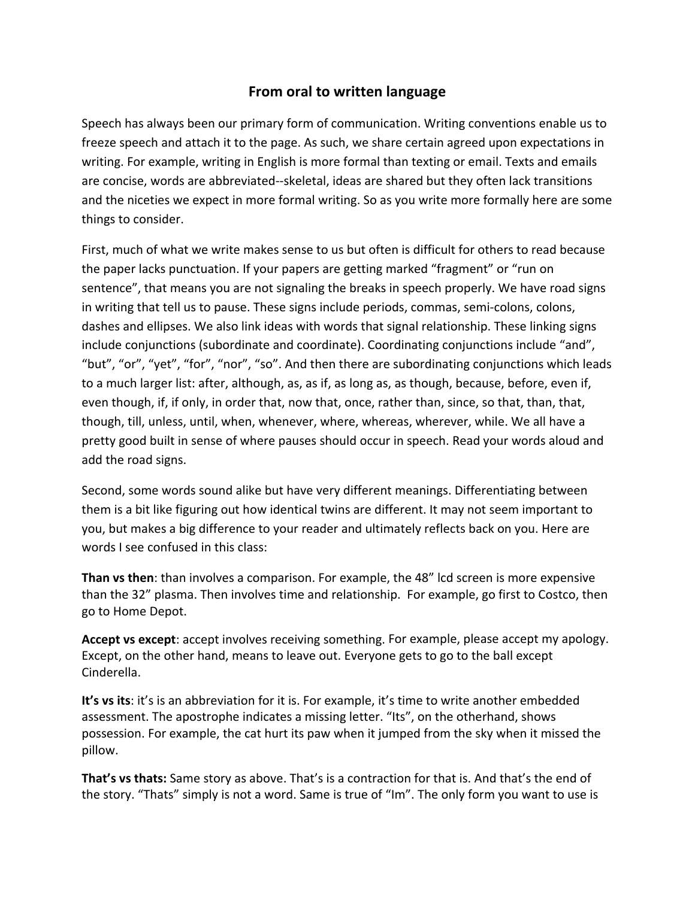# From oral to written language

Speech has always been our primary form of communication. Writing conventions enable us to freeze speech and attach it to the page. As such, we share certain agreed upon expectations in writing. For example, writing in English is more formal than texting or email. Texts and emails are concise, words are abbreviated--skeletal, ideas are shared but they often lack transitions and the niceties we expect in more formal writing. So as you write more formally here are some things to consider.

First, much of what we write makes sense to us but often is difficult for others to read because the paper lacks punctuation. If your papers are getting marked "fragment" or "run on sentence", that means you are not signaling the breaks in speech properly. We have road signs in writing that tell us to pause. These signs include periods, commas, semi-colons, colons, dashes and ellipses. We also link ideas with words that signal relationship. These linking signs include conjunctions (subordinate and coordinate). Coordinating conjunctions include "and", "but", "or", "yet", "for", "nor", "so". And then there are subordinating conjunctions which leads to a much larger list: after, although, as, as if, as long as, as though, because, before, even if, even though, if, if only, in order that, now that, once, rather than, since, so that, than, that, though, till, unless, until, when, whenever, where, whereas, wherever, while. We all have a pretty good built in sense of where pauses should occur in speech. Read your words aloud and add the road signs.

Second, some words sound alike but have very different meanings. Differentiating between them is a bit like figuring out how identical twins are different. It may not seem important to you, but makes a big difference to your reader and ultimately reflects back on you. Here are words I see confused in this class:

**Than vs then**: than involves a comparison. For example, the 48" lcd screen is more expensive than the 32" plasma. Then involves time and relationship. For example, go first to Costco, then go to Home Depot.

**Accept vs except**: accept involves receiving something. For example, please accept my apology. Except, on the other hand, means to leave out. Everyone gets to go to the ball except Cinderella.

**It's vs its**: it's is an abbreviation for it is. For example, it's time to write another embedded assessment. The apostrophe indicates a missing letter. "Its", on the otherhand, shows possession. For example, the cat hurt its paw when it jumped from the sky when it missed the pillow.

**That's vs thats:** Same story as above. That's is a contraction for that is. And that's the end of the story. "Thats" simply is not a word. Same is true of "Im". The only form you want to use is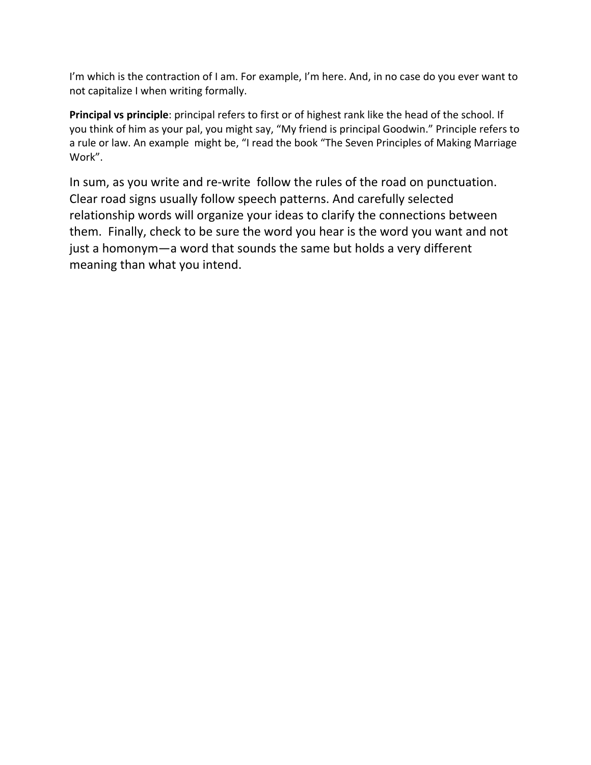I’m which is the contraction of I am. For example, I’m here. And, in no case do you ever want to not capitalize I when writing formally.

**Principal vs principle**: principal refers to first or of highest rank like the head of the school. If you think of him as your pal, you might say, “My friend is principal Goodwin.” Principle refers to a rule or law. An example might be, “I read the book “The Seven Principles of Making Marriage Work”.

In sum, as you write and re-write follow the rules of the road on punctuation. Clear road signs usually follow speech patterns. And carefully selected relationship words will organize your ideas to clarify the connections between them. Finally, check to be sure the word you hear is the word you want and not just a homonym—a word that sounds the same but holds a very different meaning than what you intend.